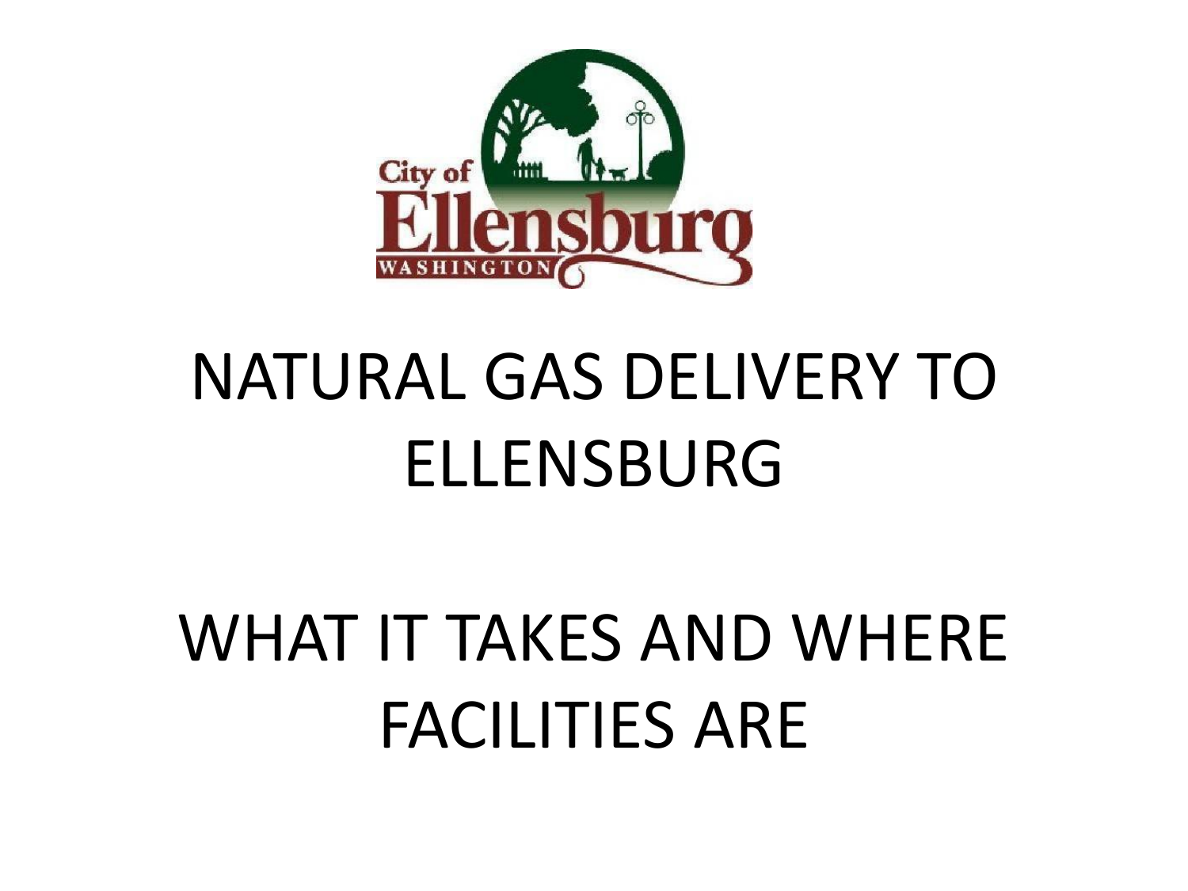# NATURAL GAS DELIVERY TO ELLENSBURG

# WHAT IT TAKES AND WHERE FACILITIES ARE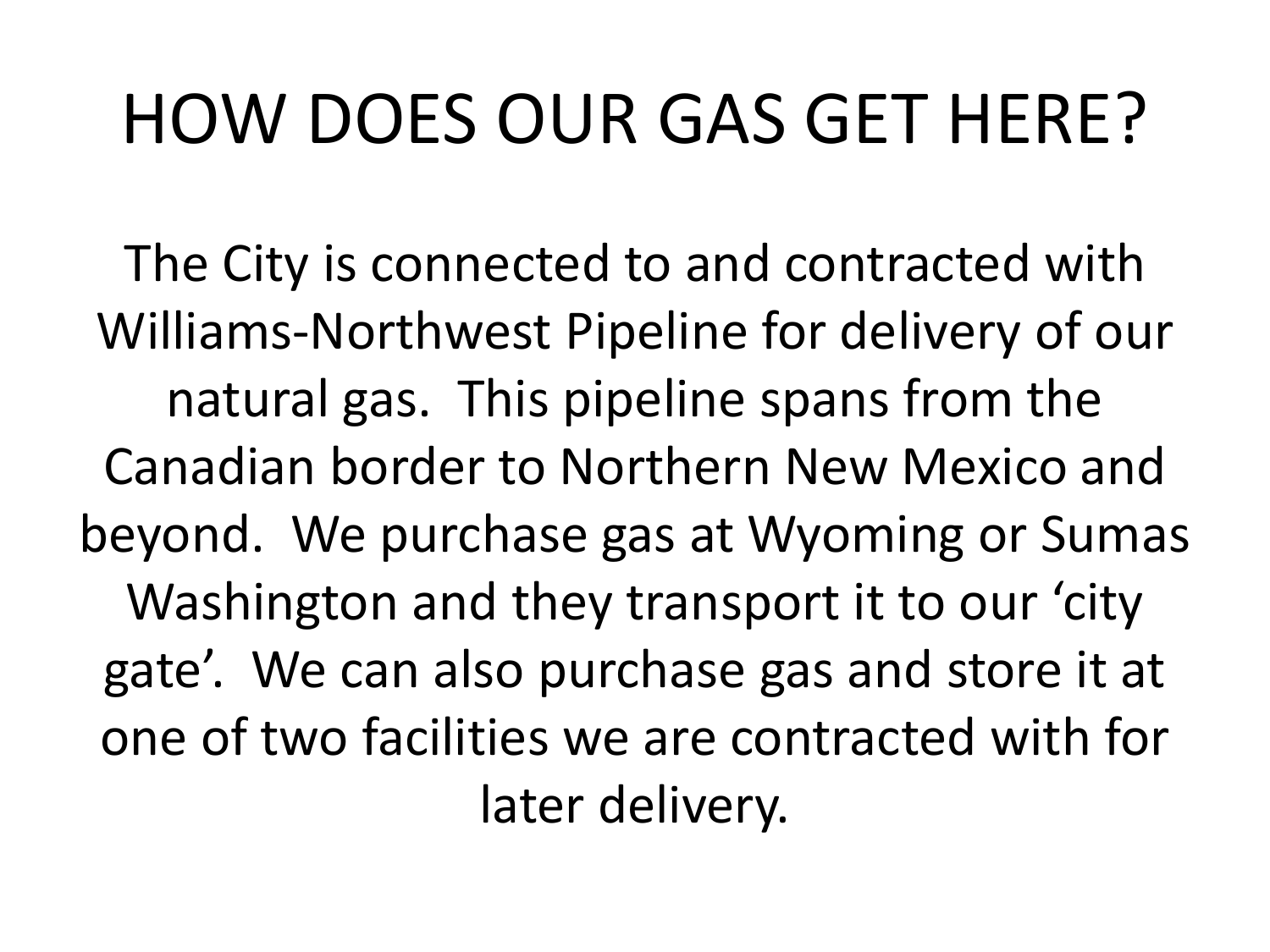# HOW DOES OUR GAS GET HERE?

The City is connected to and contracted with Williams-Northwest Pipeline for delivery of our natural gas. This pipeline spans from the Canadian border to Northern New Mexico and beyond. We purchase gas at Wyoming or Sumas Washington and they transport it to our 'city gate'. We can also purchase gas and store it at one of two facilities we are contracted with for later delivery.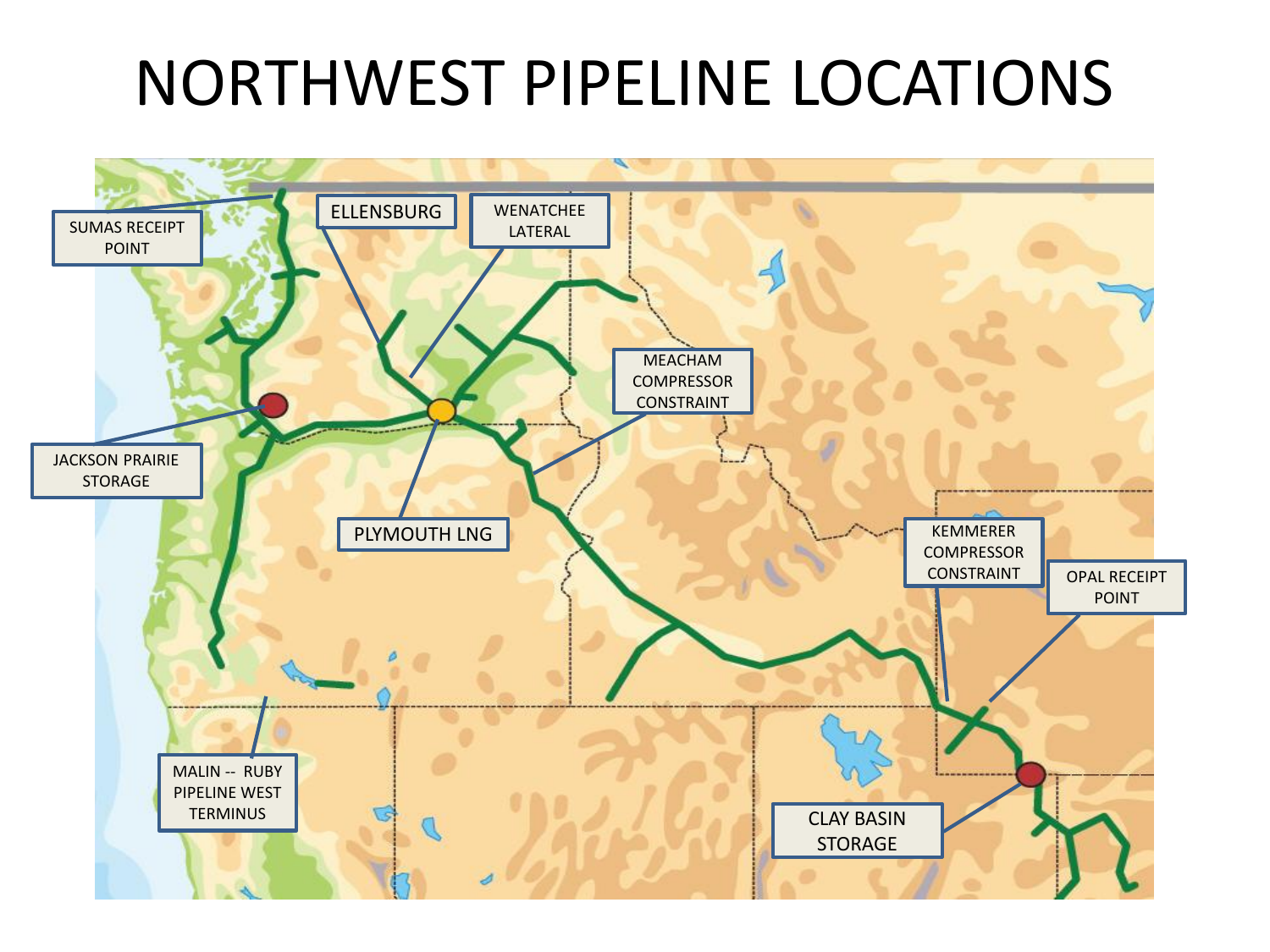# NORTHWEST PIPELINE LOCATIONS

SUMAS RECEIPT POINT

ELLENSBURG

WENATCHEE LATERAL

JACKSON PRAIRIE STORAGE

MEACHAM COMPRESSOR CONSTRAINT

PLYMOUTH LNG

KEMMERER COMPRESSOR CONSTRAINT

OPAL RECEIPT POINT

MALIN -- RUBY PIPELINE WEST TERMINUS

CLAY BASIN STORAGE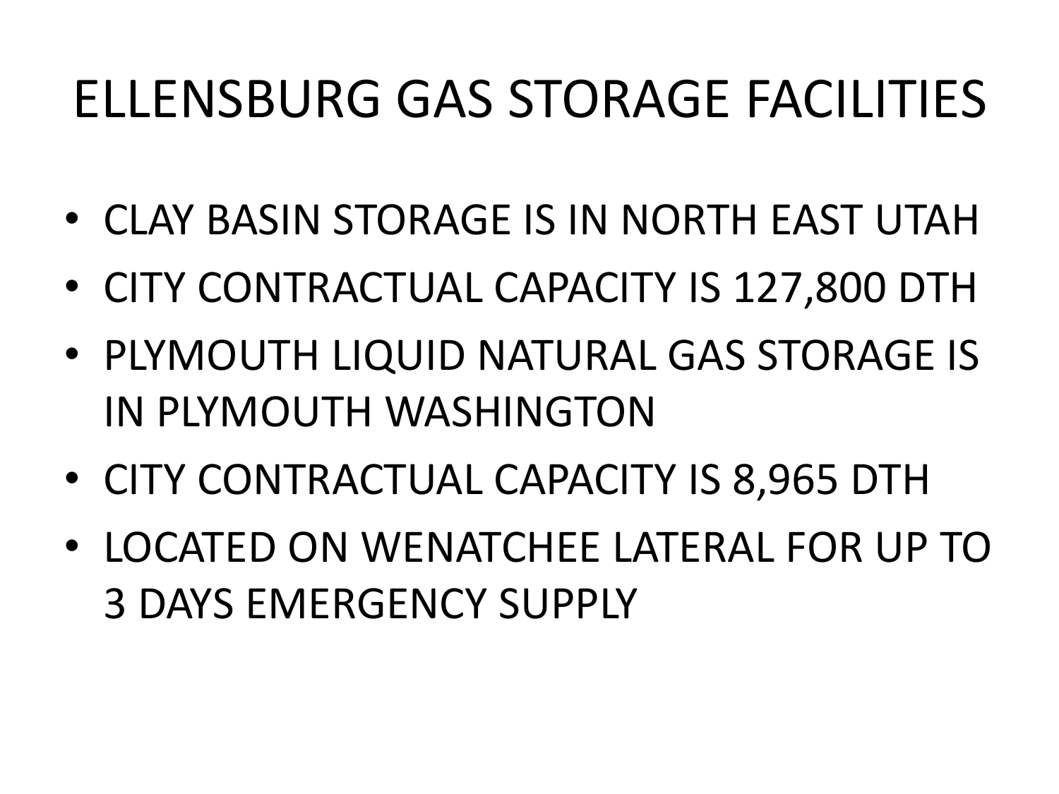# ELLENSBURG GAS STORAGE FACILITIES

- CLAY BASIN STORAGE IS IN NORTH EAST UTAH
- CITY CONTRACTUAL CAPACITY IS 127,800 DTH
- PLYMOUTH LIQUID NATURAL GAS STORAGE IS IN PLYMOUTH WASHINGTON
- CITY CONTRACTUAL CAPACITY IS 8,965 DTH
- LOCATED ON WENATCHEE LATERAL FOR UP TO 3 DAYS EMERGENCY SUPPLY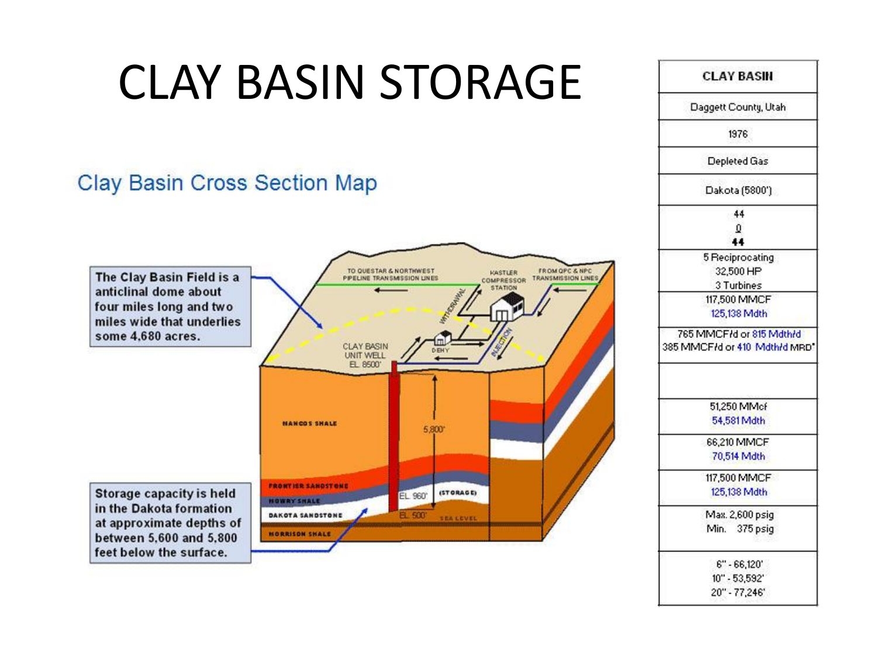# CLAY BASIN STORAGE

## Clay Basin Cross Section Map

The Clay Basin Field is a anticlinal dome about four miles long and two miles wide that underlies some 4,680 acres.

TO QUESTAR & NORTHWEST PIPELINE TRANSMISSION LINES

KASTLER COMPRESSOR STATION

FROM QPC & NPC TRANSMISSION LINES

WITHDRAWAL

INJECTION

DEHY

CLAY BASIN UNIT WELL EL 6500'

MANCOS SHALE

5,800'

FRONTIER SANDSTONE

MOWRY SHALE

DAKOTA SANDSTONE

MORRISON SHALE

EL 960'

(STORAGE)

EL 500'

SEA LEVEL

Storage capacity is held in the Dakota formation at approximate depths of between 5,600 and 5,800 feet below the surface.

| CLAY BASIN |
|---|
| Daggett County, Utah |
| 1976 |
| Depleted Gas |
| Dakota (5800') |
| 44<br>0<br>44 |
| 5 Reciprocating<br>32,500 HP<br>3 Turbines |
| 117,500 MMCF<br>125,138 Mdth |
| 765 MMCF/d or 815 Mdth/d<br>385 MMCF/d or 410 Mdth/d MRD* |
| |
| 51,250 MMcf<br>54,581 Mdth |
| 66,210 MMCF<br>70,514 Mdth |
| 117,500 MMCF<br>125,138 Mdth |
| Max. 2,600 psig<br>Min. 375 psig |
| 6" - 66,120'<br>10" - 53,592'<br>20" - 77,246' |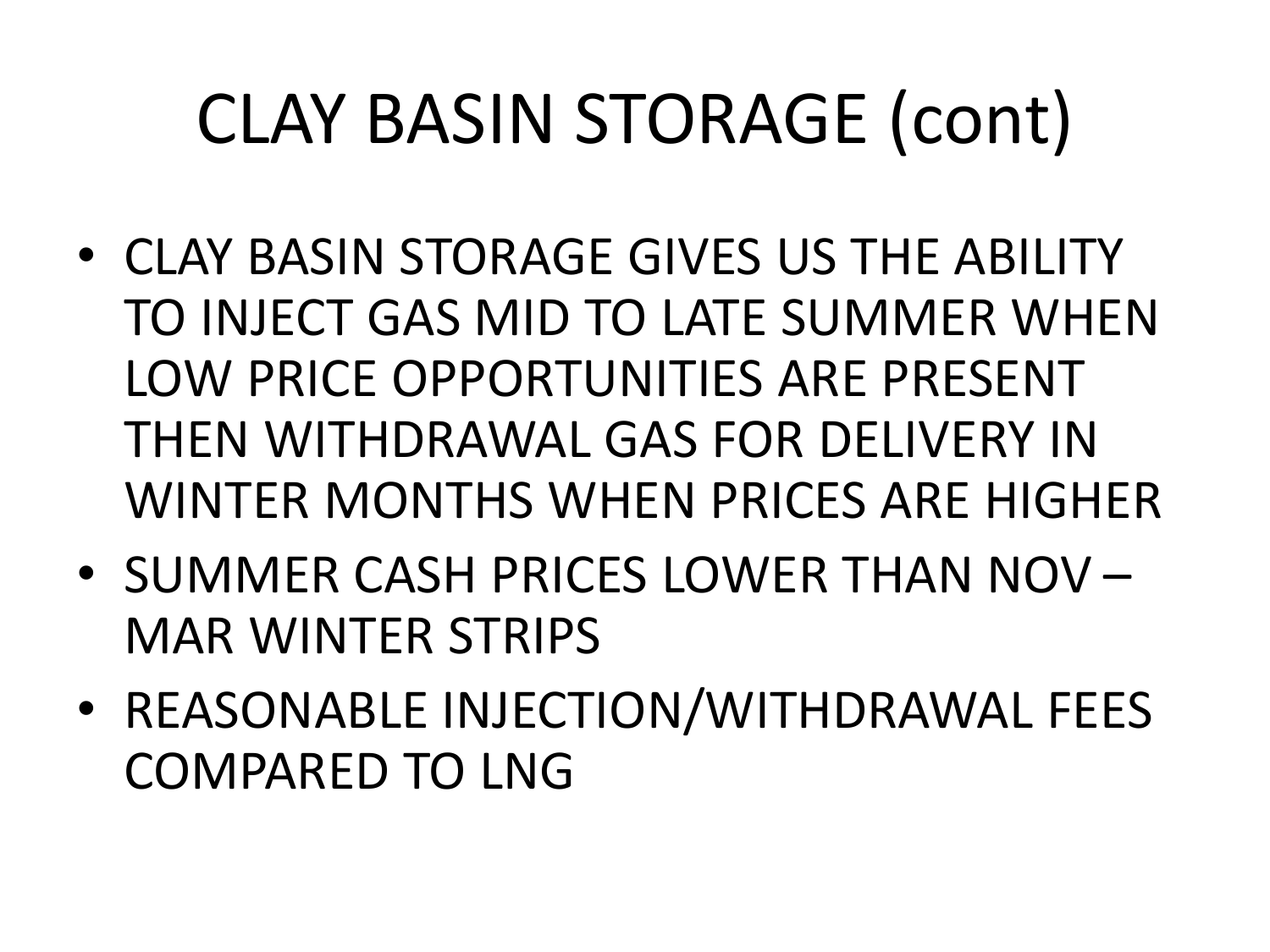# CLAY BASIN STORAGE (cont)

- CLAY BASIN STORAGE GIVES US THE ABILITY TO INJECT GAS MID TO LATE SUMMER WHEN LOW PRICE OPPORTUNITIES ARE PRESENT THEN WITHDRAWAL GAS FOR DELIVERY IN WINTER MONTHS WHEN PRICES ARE HIGHER
- SUMMER CASH PRICES LOWER THAN NOV – MAR WINTER STRIPS
- REASONABLE INJECTION/WITHDRAWAL FEES COMPARED TO LNG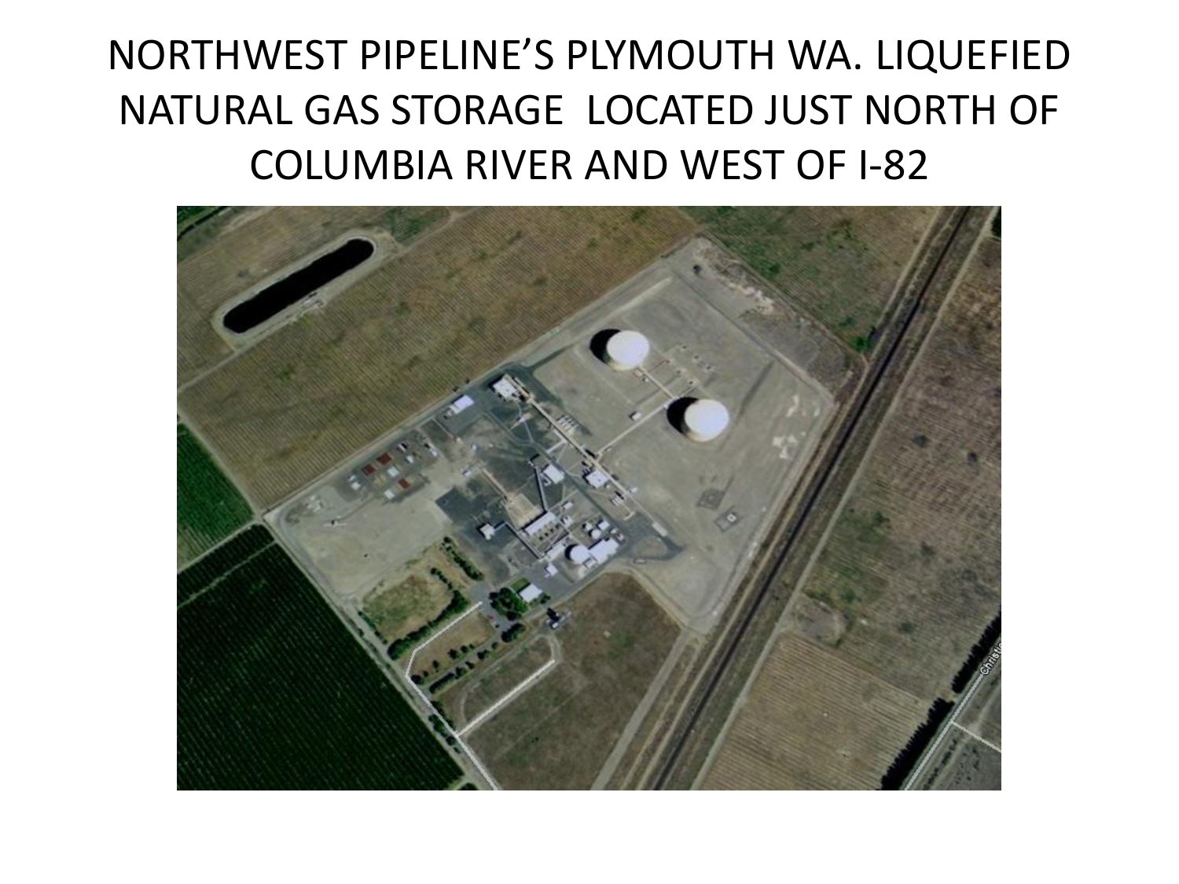# NORTHWEST PIPELINE'S PLYMOUTH WA. LIQUEFIED NATURAL GAS STORAGE LOCATED JUST NORTH OF COLUMBIA RIVER AND WEST OF I-82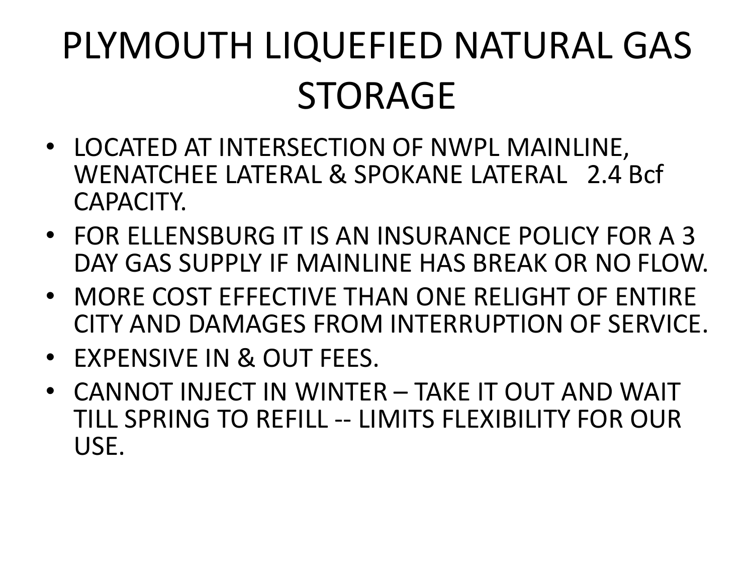# PLYMOUTH LIQUEFIED NATURAL GAS STORAGE

- LOCATED AT INTERSECTION OF NWPL MAINLINE, WENATCHEE LATERAL & SPOKANE LATERAL 2.4 Bcf CAPACITY.
- FOR ELLENSBURG IT IS AN INSURANCE POLICY FOR A 3 DAY GAS SUPPLY IF MAINLINE HAS BREAK OR NO FLOW.
- MORE COST EFFECTIVE THAN ONE RELIGHT OF ENTIRE CITY AND DAMAGES FROM INTERRUPTION OF SERVICE.
- EXPENSIVE IN & OUT FEES.
- CANNOT INJECT IN WINTER – TAKE IT OUT AND WAIT TILL SPRING TO REFILL -- LIMITS FLEXIBILITY FOR OUR USE.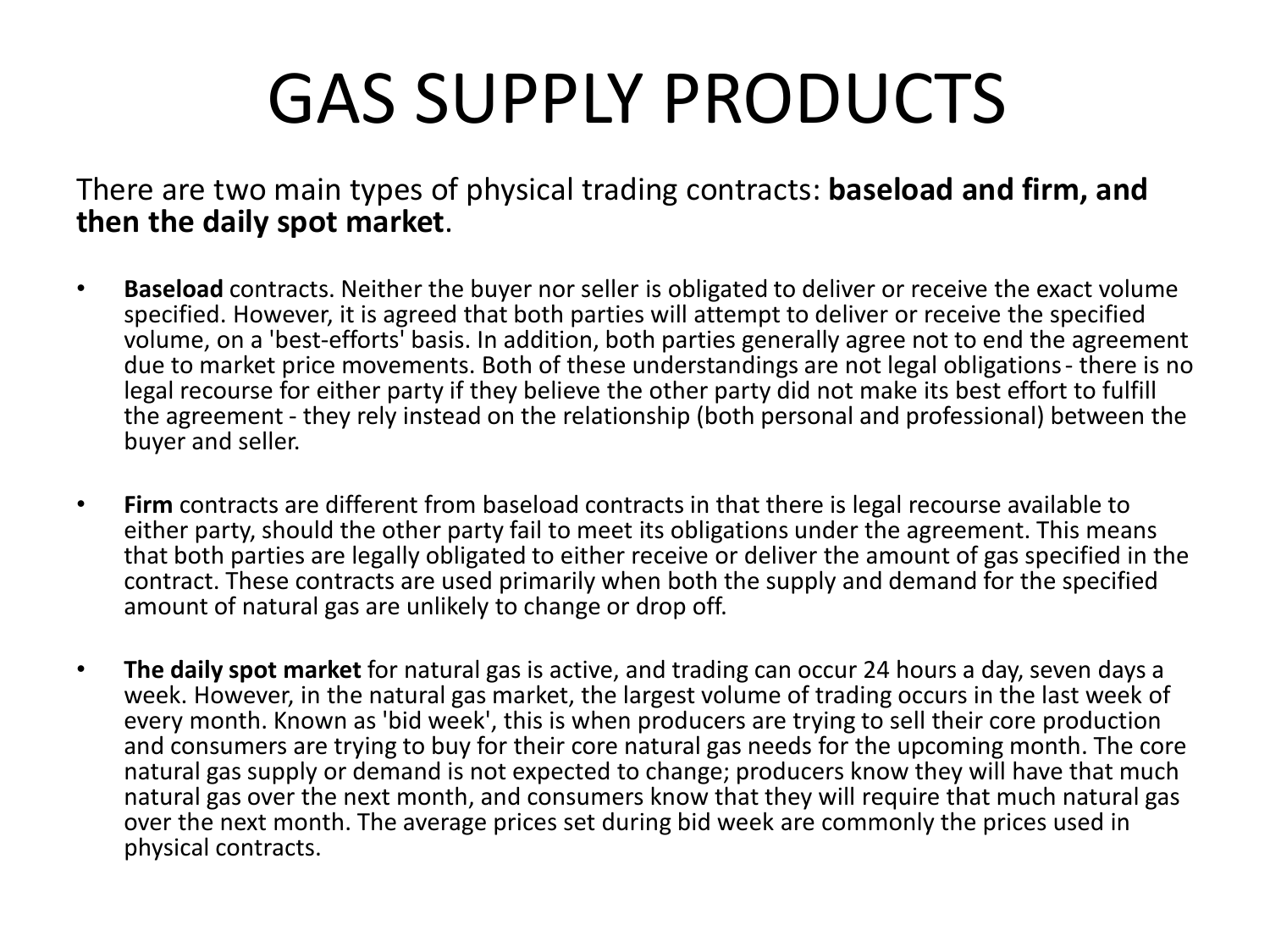# GAS SUPPLY PRODUCTS

There are two main types of physical trading contracts: **baseload and firm, and then the daily spot market**.

- **Baseload** contracts. Neither the buyer nor seller is obligated to deliver or receive the exact volume specified. However, it is agreed that both parties will attempt to deliver or receive the specified volume, on a 'best-efforts' basis. In addition, both parties generally agree not to end the agreement due to market price movements. Both of these understandings are not legal obligations - there is no legal recourse for either party if they believe the other party did not make its best effort to fulfill the agreement - they rely instead on the relationship (both personal and professional) between the buyer and seller.

- **Firm** contracts are different from baseload contracts in that there is legal recourse available to either party, should the other party fail to meet its obligations under the agreement. This means that both parties are legally obligated to either receive or deliver the amount of gas specified in the contract. These contracts are used primarily when both the supply and demand for the specified amount of natural gas are unlikely to change or drop off.

- **The daily spot market** for natural gas is active, and trading can occur 24 hours a day, seven days a week. However, in the natural gas market, the largest volume of trading occurs in the last week of every month. Known as 'bid week', this is when producers are trying to sell their core production and consumers are trying to buy for their core natural gas needs for the upcoming month. The core natural gas supply or demand is not expected to change; producers know they will have that much natural gas over the next month, and consumers know that they will require that much natural gas over the next month. The average prices set during bid week are commonly the prices used in physical contracts.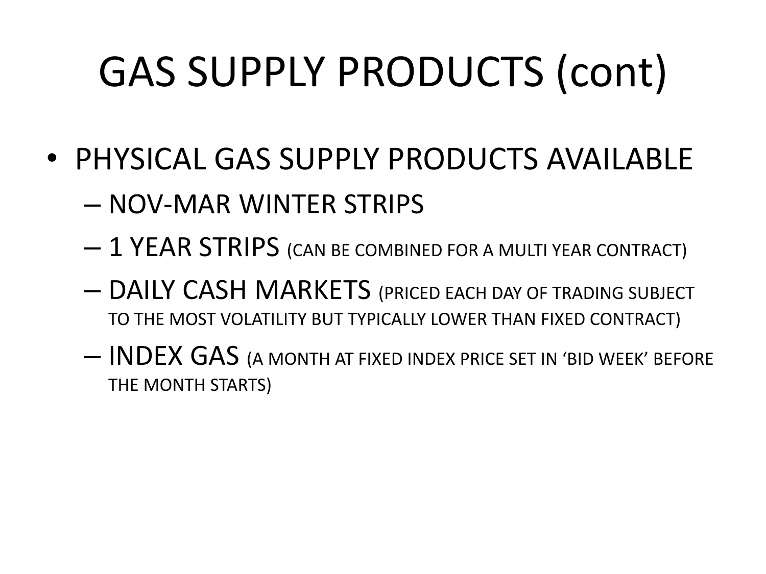# GAS SUPPLY PRODUCTS (cont)

- PHYSICAL GAS SUPPLY PRODUCTS AVAILABLE
  - NOV-MAR WINTER STRIPS
  - 1 YEAR STRIPS (CAN BE COMBINED FOR A MULTI YEAR CONTRACT)
  - DAILY CASH MARKETS (PRICED EACH DAY OF TRADING SUBJECT TO THE MOST VOLATILITY BUT TYPICALLY LOWER THAN FIXED CONTRACT)
  - INDEX GAS (A MONTH AT FIXED INDEX PRICE SET IN 'BID WEEK' BEFORE THE MONTH STARTS)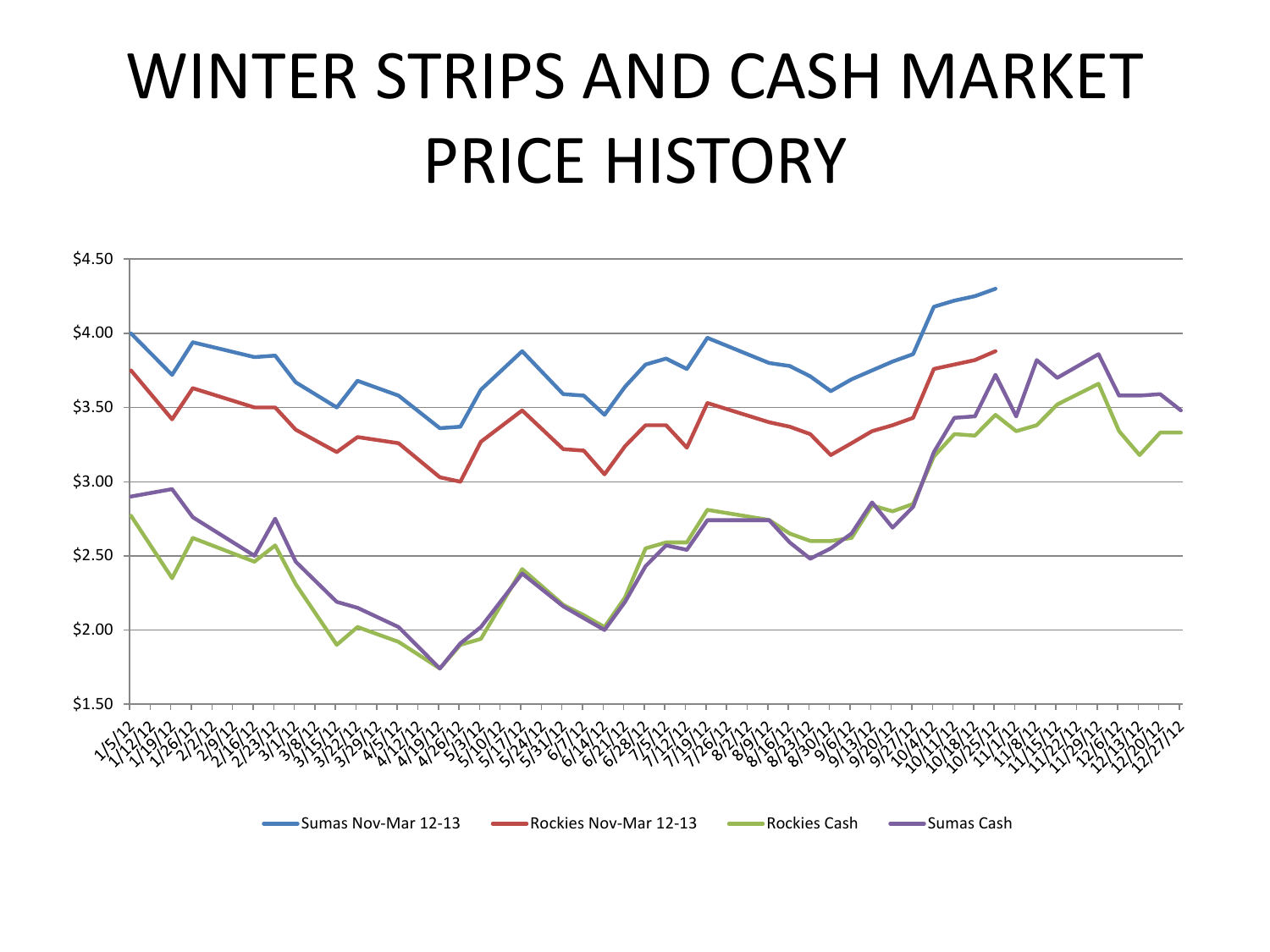# WINTER STRIPS AND CASH MARKET PRICE HISTORY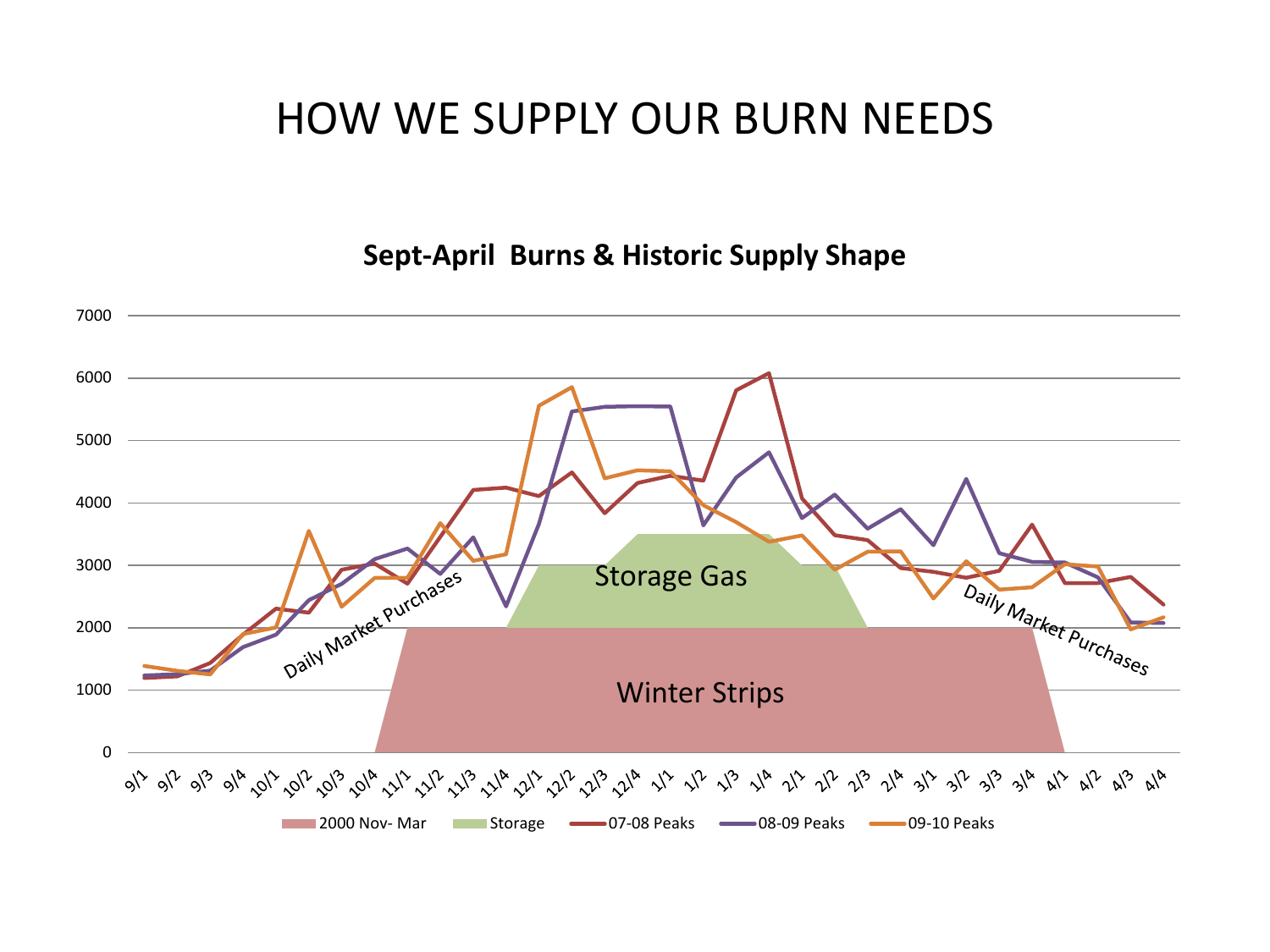# HOW WE SUPPLY OUR BURN NEEDS

**Sept-April Burns & Historic Supply Shape**

Chart labels: Daily Market Purchases; Storage Gas; Winter Strips; Daily Market Purchases

Y-axis: 0, 1000, 2000, 3000, 4000, 5000, 6000, 7000

X-axis: 9/1, 9/2, 9/3, 9/4, 10/1, 10/2, 10/3, 10/4, 11/1, 11/2, 11/3, 11/4, 12/1, 12/2, 12/3, 12/4, 1/1, 1/2, 1/3, 1/4, 2/1, 2/2, 2/3, 2/4, 3/1, 3/2, 3/3, 3/4, 4/1, 4/2, 4/3, 4/4

Legend: 2000 Nov- Mar; Storage; 07-08 Peaks; 08-09 Peaks; 09-10 Peaks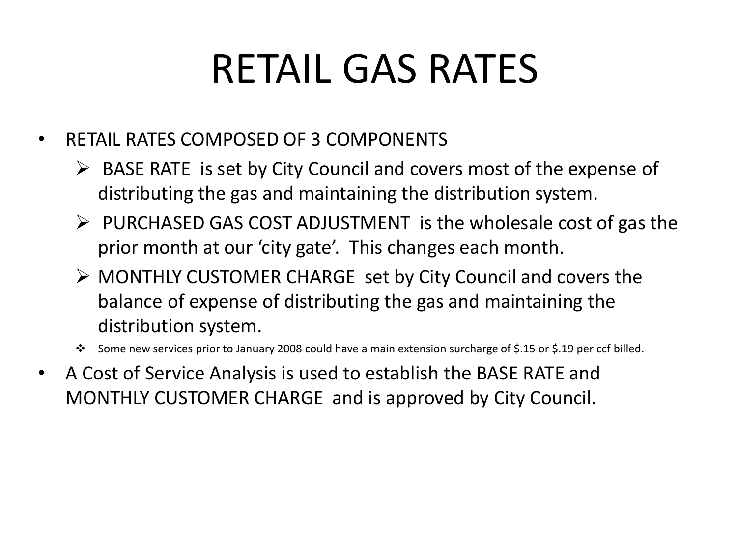# RETAIL GAS RATES

- RETAIL RATES COMPOSED OF 3 COMPONENTS
  - BASE RATE is set by City Council and covers most of the expense of distributing the gas and maintaining the distribution system.
  - PURCHASED GAS COST ADJUSTMENT is the wholesale cost of gas the prior month at our 'city gate'. This changes each month.
  - MONTHLY CUSTOMER CHARGE set by City Council and covers the balance of expense of distributing the gas and maintaining the distribution system.
  - Some new services prior to January 2008 could have a main extension surcharge of $.15 or $.19 per ccf billed.
- A Cost of Service Analysis is used to establish the BASE RATE and MONTHLY CUSTOMER CHARGE and is approved by City Council.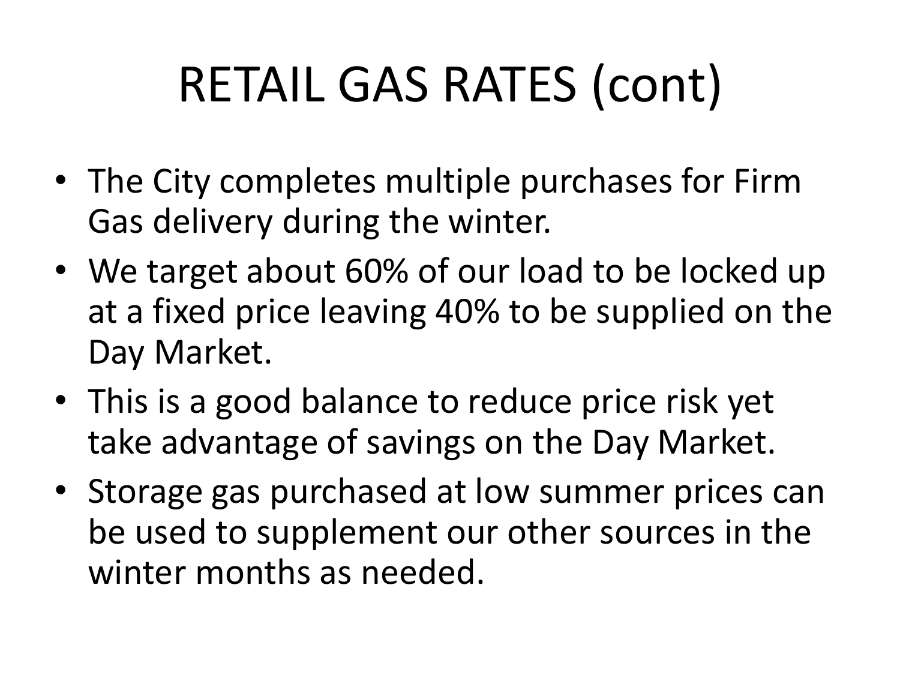# RETAIL GAS RATES (cont)

- The City completes multiple purchases for Firm Gas delivery during the winter.
- We target about 60% of our load to be locked up at a fixed price leaving 40% to be supplied on the Day Market.
- This is a good balance to reduce price risk yet take advantage of savings on the Day Market.
- Storage gas purchased at low summer prices can be used to supplement our other sources in the winter months as needed.